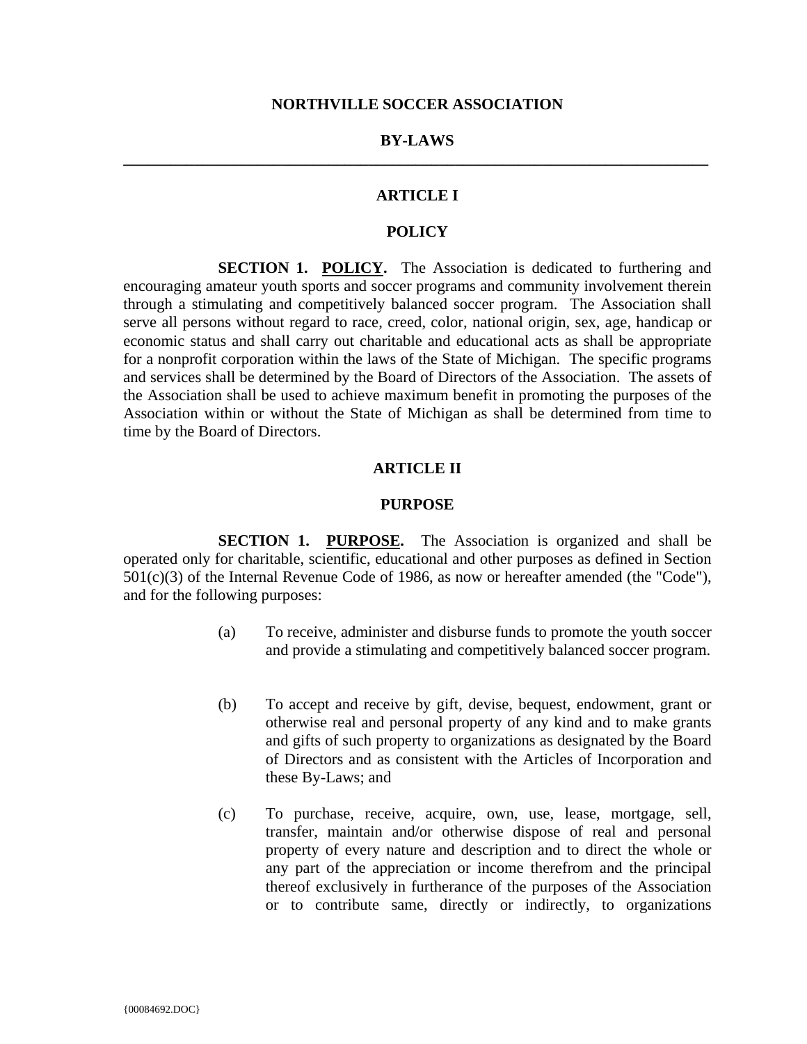# NORTHVILLE SOCCER ASSOCIATION

# BY-LAWS

---

## ARTICLE I

## POLICY

**SECTION 1. <u>POLICY</u>.** The Association is dedicated to furthering and encouraging amateur youth sports and soccer programs and community involvement therein through a stimulating and competitively balanced soccer program. The Association shall serve all persons without regard to race, creed, color, national origin, sex, age, handicap or economic status and shall carry out charitable and educational acts as shall be appropriate for a nonprofit corporation within the laws of the State of Michigan. The specific programs and services shall be determined by the Board of Directors of the Association. The assets of the Association shall be used to achieve maximum benefit in promoting the purposes of the Association within or without the State of Michigan as shall be determined from time to time by the Board of Directors.

## ARTICLE II

## PURPOSE

**SECTION 1. <u>PURPOSE</u>.** The Association is organized and shall be operated only for charitable, scientific, educational and other purposes as defined in Section 501(c)(3) of the Internal Revenue Code of 1986, as now or hereafter amended (the "Code"), and for the following purposes:

(a) To receive, administer and disburse funds to promote the youth soccer and provide a stimulating and competitively balanced soccer program.

(b) To accept and receive by gift, devise, bequest, endowment, grant or otherwise real and personal property of any kind and to make grants and gifts of such property to organizations as designated by the Board of Directors and as consistent with the Articles of Incorporation and these By-Laws; and

(c) To purchase, receive, acquire, own, use, lease, mortgage, sell, transfer, maintain and/or otherwise dispose of real and personal property of every nature and description and to direct the whole or any part of the appreciation or income therefrom and the principal thereof exclusively in furtherance of the purposes of the Association or to contribute same, directly or indirectly, to organizations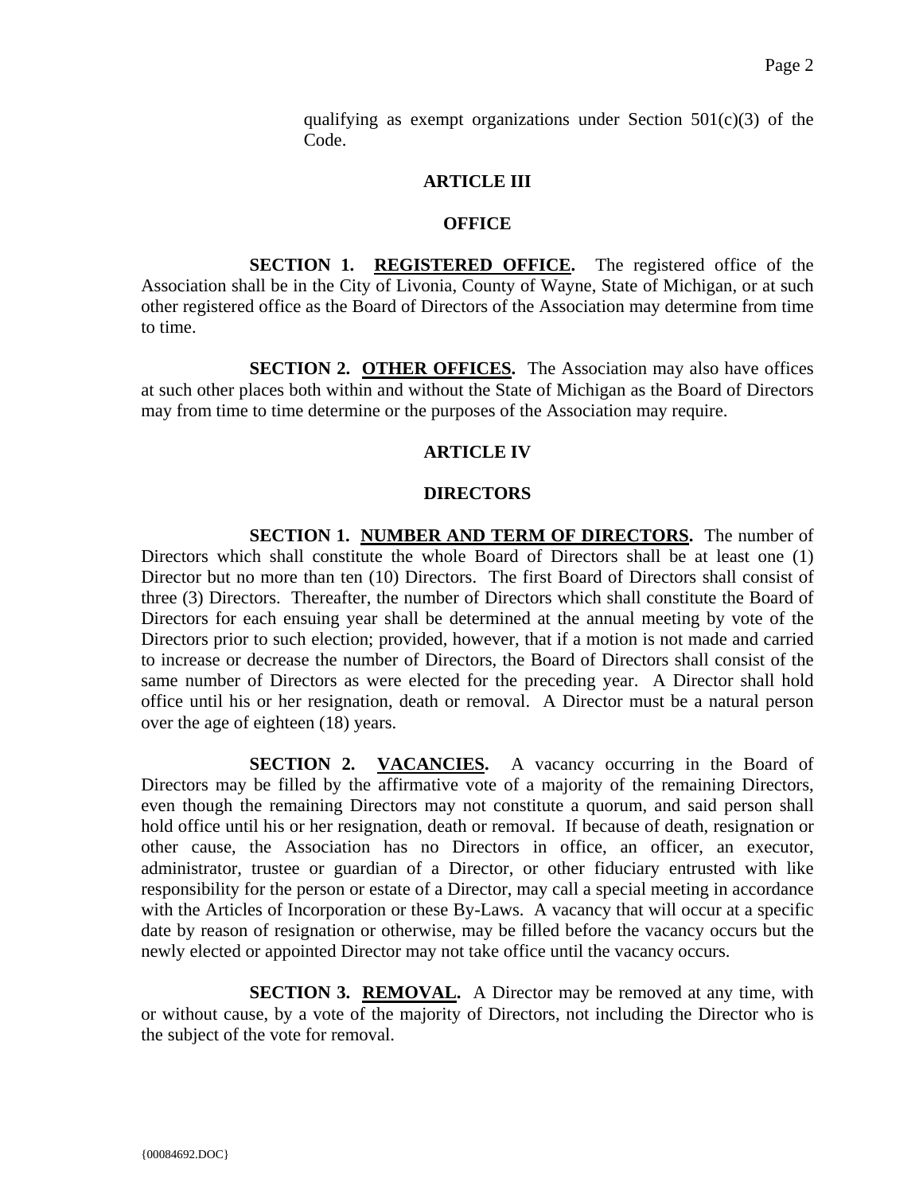qualifying as exempt organizations under Section 501(c)(3) of the Code.

## ARTICLE III

## OFFICE

**SECTION 1. REGISTERED OFFICE.** The registered office of the Association shall be in the City of Livonia, County of Wayne, State of Michigan, or at such other registered office as the Board of Directors of the Association may determine from time to time.

**SECTION 2. OTHER OFFICES.** The Association may also have offices at such other places both within and without the State of Michigan as the Board of Directors may from time to time determine or the purposes of the Association may require.

## ARTICLE IV

## DIRECTORS

**SECTION 1. NUMBER AND TERM OF DIRECTORS.** The number of Directors which shall constitute the whole Board of Directors shall be at least one (1) Director but no more than ten (10) Directors. The first Board of Directors shall consist of three (3) Directors. Thereafter, the number of Directors which shall constitute the Board of Directors for each ensuing year shall be determined at the annual meeting by vote of the Directors prior to such election; provided, however, that if a motion is not made and carried to increase or decrease the number of Directors, the Board of Directors shall consist of the same number of Directors as were elected for the preceding year. A Director shall hold office until his or her resignation, death or removal. A Director must be a natural person over the age of eighteen (18) years.

**SECTION 2. VACANCIES.** A vacancy occurring in the Board of Directors may be filled by the affirmative vote of a majority of the remaining Directors, even though the remaining Directors may not constitute a quorum, and said person shall hold office until his or her resignation, death or removal. If because of death, resignation or other cause, the Association has no Directors in office, an officer, an executor, administrator, trustee or guardian of a Director, or other fiduciary entrusted with like responsibility for the person or estate of a Director, may call a special meeting in accordance with the Articles of Incorporation or these By-Laws. A vacancy that will occur at a specific date by reason of resignation or otherwise, may be filled before the vacancy occurs but the newly elected or appointed Director may not take office until the vacancy occurs.

**SECTION 3. REMOVAL.** A Director may be removed at any time, with or without cause, by a vote of the majority of Directors, not including the Director who is the subject of the vote for removal.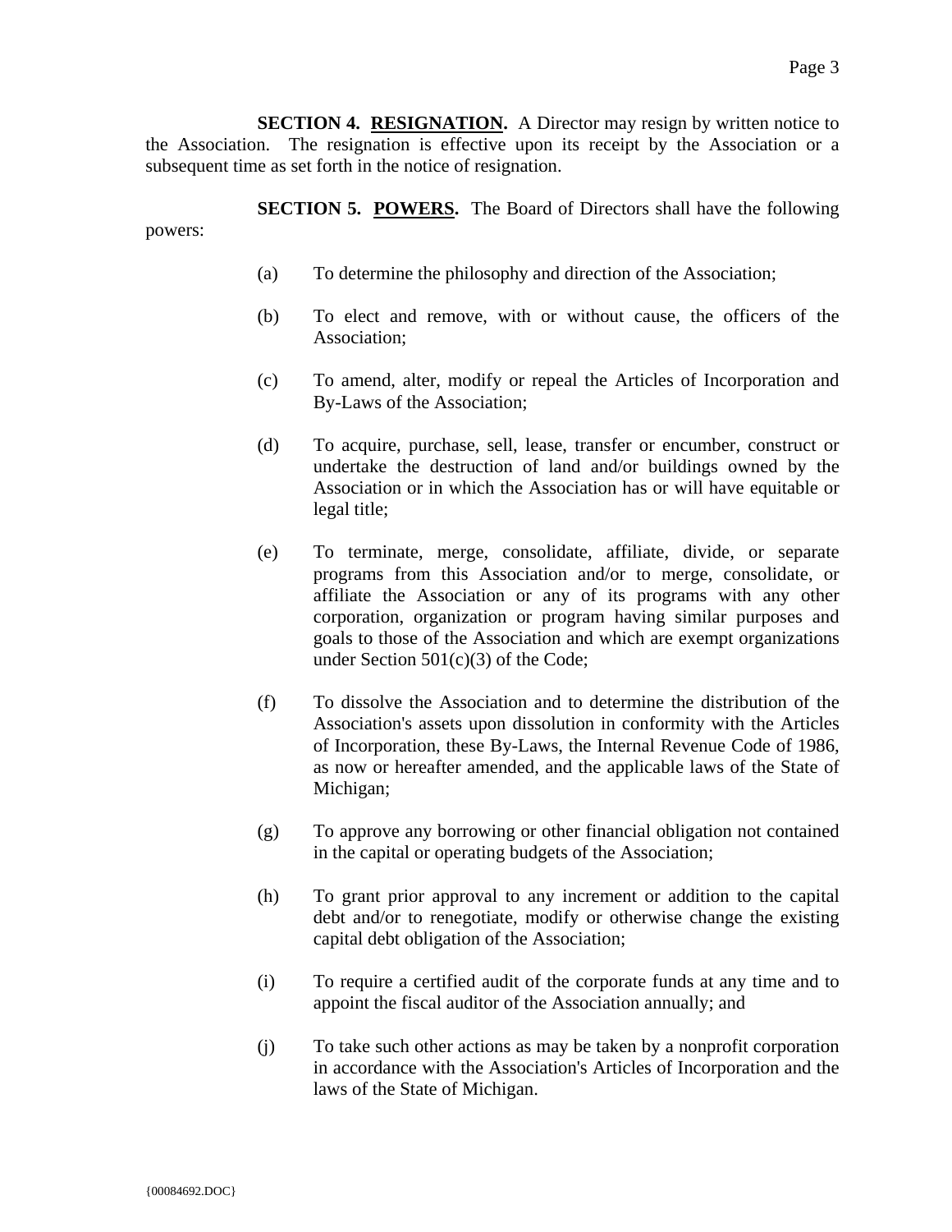**SECTION 4. <u>RESIGNATION</u>.** A Director may resign by written notice to the Association. The resignation is effective upon its receipt by the Association or a subsequent time as set forth in the notice of resignation.

**SECTION 5. <u>POWERS</u>.** The Board of Directors shall have the following powers:

(a) To determine the philosophy and direction of the Association;

(b) To elect and remove, with or without cause, the officers of the Association;

(c) To amend, alter, modify or repeal the Articles of Incorporation and By-Laws of the Association;

(d) To acquire, purchase, sell, lease, transfer or encumber, construct or undertake the destruction of land and/or buildings owned by the Association or in which the Association has or will have equitable or legal title;

(e) To terminate, merge, consolidate, affiliate, divide, or separate programs from this Association and/or to merge, consolidate, or affiliate the Association or any of its programs with any other corporation, organization or program having similar purposes and goals to those of the Association and which are exempt organizations under Section 501(c)(3) of the Code;

(f) To dissolve the Association and to determine the distribution of the Association's assets upon dissolution in conformity with the Articles of Incorporation, these By-Laws, the Internal Revenue Code of 1986, as now or hereafter amended, and the applicable laws of the State of Michigan;

(g) To approve any borrowing or other financial obligation not contained in the capital or operating budgets of the Association;

(h) To grant prior approval to any increment or addition to the capital debt and/or to renegotiate, modify or otherwise change the existing capital debt obligation of the Association;

(i) To require a certified audit of the corporate funds at any time and to appoint the fiscal auditor of the Association annually; and

(j) To take such other actions as may be taken by a nonprofit corporation in accordance with the Association's Articles of Incorporation and the laws of the State of Michigan.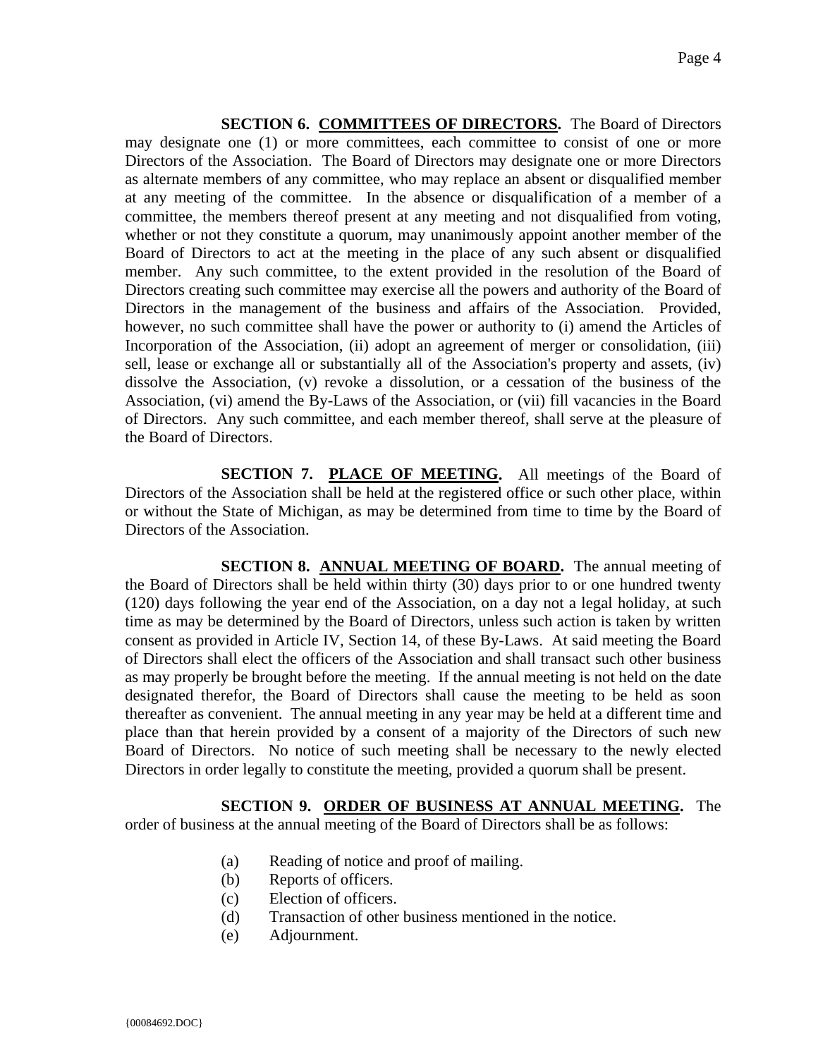**SECTION 6. <u>COMMITTEES OF DIRECTORS</u>.** The Board of Directors may designate one (1) or more committees, each committee to consist of one or more Directors of the Association. The Board of Directors may designate one or more Directors as alternate members of any committee, who may replace an absent or disqualified member at any meeting of the committee. In the absence or disqualification of a member of a committee, the members thereof present at any meeting and not disqualified from voting, whether or not they constitute a quorum, may unanimously appoint another member of the Board of Directors to act at the meeting in the place of any such absent or disqualified member. Any such committee, to the extent provided in the resolution of the Board of Directors creating such committee may exercise all the powers and authority of the Board of Directors in the management of the business and affairs of the Association. Provided, however, no such committee shall have the power or authority to (i) amend the Articles of Incorporation of the Association, (ii) adopt an agreement of merger or consolidation, (iii) sell, lease or exchange all or substantially all of the Association's property and assets, (iv) dissolve the Association, (v) revoke a dissolution, or a cessation of the business of the Association, (vi) amend the By-Laws of the Association, or (vii) fill vacancies in the Board of Directors. Any such committee, and each member thereof, shall serve at the pleasure of the Board of Directors.

**SECTION 7. <u>PLACE OF MEETING</u>.** All meetings of the Board of Directors of the Association shall be held at the registered office or such other place, within or without the State of Michigan, as may be determined from time to time by the Board of Directors of the Association.

**SECTION 8. <u>ANNUAL MEETING OF BOARD</u>.** The annual meeting of the Board of Directors shall be held within thirty (30) days prior to or one hundred twenty (120) days following the year end of the Association, on a day not a legal holiday, at such time as may be determined by the Board of Directors, unless such action is taken by written consent as provided in Article IV, Section 14, of these By-Laws. At said meeting the Board of Directors shall elect the officers of the Association and shall transact such other business as may properly be brought before the meeting. If the annual meeting is not held on the date designated therefor, the Board of Directors shall cause the meeting to be held as soon thereafter as convenient. The annual meeting in any year may be held at a different time and place than that herein provided by a consent of a majority of the Directors of such new Board of Directors. No notice of such meeting shall be necessary to the newly elected Directors in order legally to constitute the meeting, provided a quorum shall be present.

**SECTION 9. <u>ORDER OF BUSINESS AT ANNUAL MEETING</u>.** The order of business at the annual meeting of the Board of Directors shall be as follows:

(a) Reading of notice and proof of mailing.
(b) Reports of officers.
(c) Election of officers.
(d) Transaction of other business mentioned in the notice.
(e) Adjournment.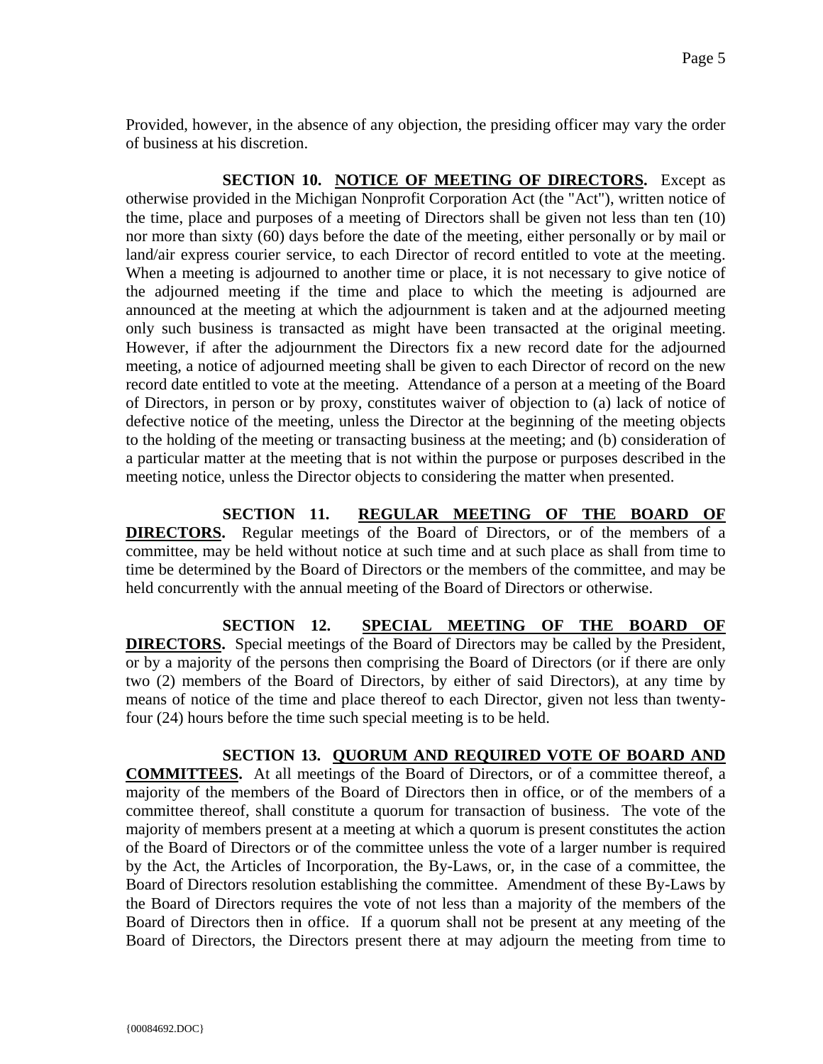Provided, however, in the absence of any objection, the presiding officer may vary the order of business at his discretion.

**SECTION 10. <u>NOTICE OF MEETING OF DIRECTORS</u>.** Except as otherwise provided in the Michigan Nonprofit Corporation Act (the "Act"), written notice of the time, place and purposes of a meeting of Directors shall be given not less than ten (10) nor more than sixty (60) days before the date of the meeting, either personally or by mail or land/air express courier service, to each Director of record entitled to vote at the meeting. When a meeting is adjourned to another time or place, it is not necessary to give notice of the adjourned meeting if the time and place to which the meeting is adjourned are announced at the meeting at which the adjournment is taken and at the adjourned meeting only such business is transacted as might have been transacted at the original meeting. However, if after the adjournment the Directors fix a new record date for the adjourned meeting, a notice of adjourned meeting shall be given to each Director of record on the new record date entitled to vote at the meeting. Attendance of a person at a meeting of the Board of Directors, in person or by proxy, constitutes waiver of objection to (a) lack of notice of defective notice of the meeting, unless the Director at the beginning of the meeting objects to the holding of the meeting or transacting business at the meeting; and (b) consideration of a particular matter at the meeting that is not within the purpose or purposes described in the meeting notice, unless the Director objects to considering the matter when presented.

**SECTION 11. <u>REGULAR MEETING OF THE BOARD OF DIRECTORS</u>.** Regular meetings of the Board of Directors, or of the members of a committee, may be held without notice at such time and at such place as shall from time to time be determined by the Board of Directors or the members of the committee, and may be held concurrently with the annual meeting of the Board of Directors or otherwise.

**SECTION 12. <u>SPECIAL MEETING OF THE BOARD OF DIRECTORS</u>.** Special meetings of the Board of Directors may be called by the President, or by a majority of the persons then comprising the Board of Directors (or if there are only two (2) members of the Board of Directors, by either of said Directors), at any time by means of notice of the time and place thereof to each Director, given not less than twenty-four (24) hours before the time such special meeting is to be held.

**SECTION 13. <u>QUORUM AND REQUIRED VOTE OF BOARD AND COMMITTEES</u>.** At all meetings of the Board of Directors, or of a committee thereof, a majority of the members of the Board of Directors then in office, or of the members of a committee thereof, shall constitute a quorum for transaction of business. The vote of the majority of members present at a meeting at which a quorum is present constitutes the action of the Board of Directors or of the committee unless the vote of a larger number is required by the Act, the Articles of Incorporation, the By-Laws, or, in the case of a committee, the Board of Directors resolution establishing the committee. Amendment of these By-Laws by the Board of Directors requires the vote of not less than a majority of the members of the Board of Directors then in office. If a quorum shall not be present at any meeting of the Board of Directors, the Directors present there at may adjourn the meeting from time to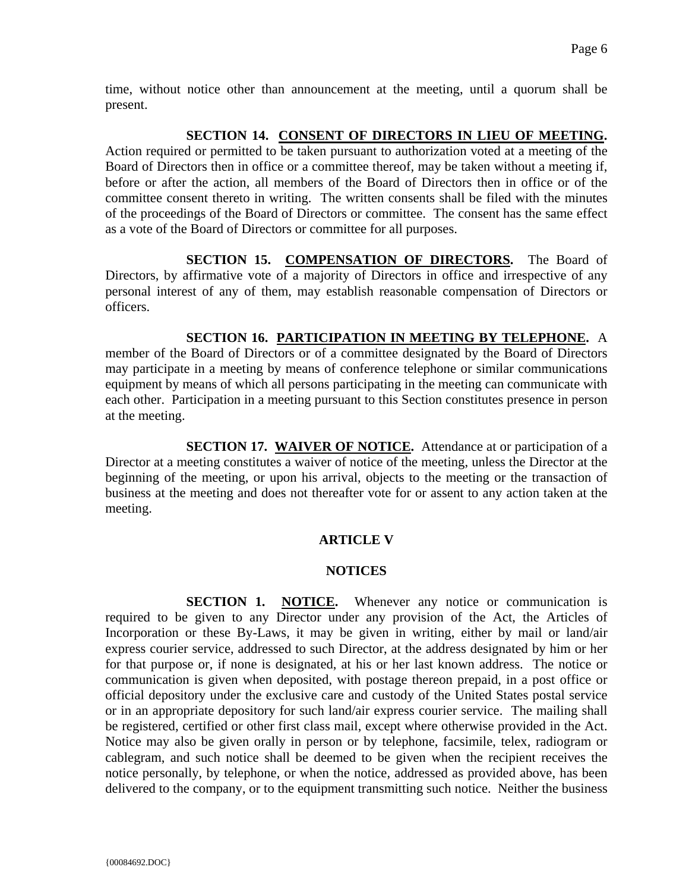time, without notice other than announcement at the meeting, until a quorum shall be present.

**SECTION 14. CONSENT OF DIRECTORS IN LIEU OF MEETING.** Action required or permitted to be taken pursuant to authorization voted at a meeting of the Board of Directors then in office or a committee thereof, may be taken without a meeting if, before or after the action, all members of the Board of Directors then in office or of the committee consent thereto in writing. The written consents shall be filed with the minutes of the proceedings of the Board of Directors or committee. The consent has the same effect as a vote of the Board of Directors or committee for all purposes.

**SECTION 15. COMPENSATION OF DIRECTORS.** The Board of Directors, by affirmative vote of a majority of Directors in office and irrespective of any personal interest of any of them, may establish reasonable compensation of Directors or officers.

**SECTION 16. PARTICIPATION IN MEETING BY TELEPHONE.** A member of the Board of Directors or of a committee designated by the Board of Directors may participate in a meeting by means of conference telephone or similar communications equipment by means of which all persons participating in the meeting can communicate with each other. Participation in a meeting pursuant to this Section constitutes presence in person at the meeting.

**SECTION 17. WAIVER OF NOTICE.** Attendance at or participation of a Director at a meeting constitutes a waiver of notice of the meeting, unless the Director at the beginning of the meeting, or upon his arrival, objects to the meeting or the transaction of business at the meeting and does not thereafter vote for or assent to any action taken at the meeting.

## ARTICLE V

## NOTICES

**SECTION 1. NOTICE.** Whenever any notice or communication is required to be given to any Director under any provision of the Act, the Articles of Incorporation or these By-Laws, it may be given in writing, either by mail or land/air express courier service, addressed to such Director, at the address designated by him or her for that purpose or, if none is designated, at his or her last known address. The notice or communication is given when deposited, with postage thereon prepaid, in a post office or official depository under the exclusive care and custody of the United States postal service or in an appropriate depository for such land/air express courier service. The mailing shall be registered, certified or other first class mail, except where otherwise provided in the Act. Notice may also be given orally in person or by telephone, facsimile, telex, radiogram or cablegram, and such notice shall be deemed to be given when the recipient receives the notice personally, by telephone, or when the notice, addressed as provided above, has been delivered to the company, or to the equipment transmitting such notice. Neither the business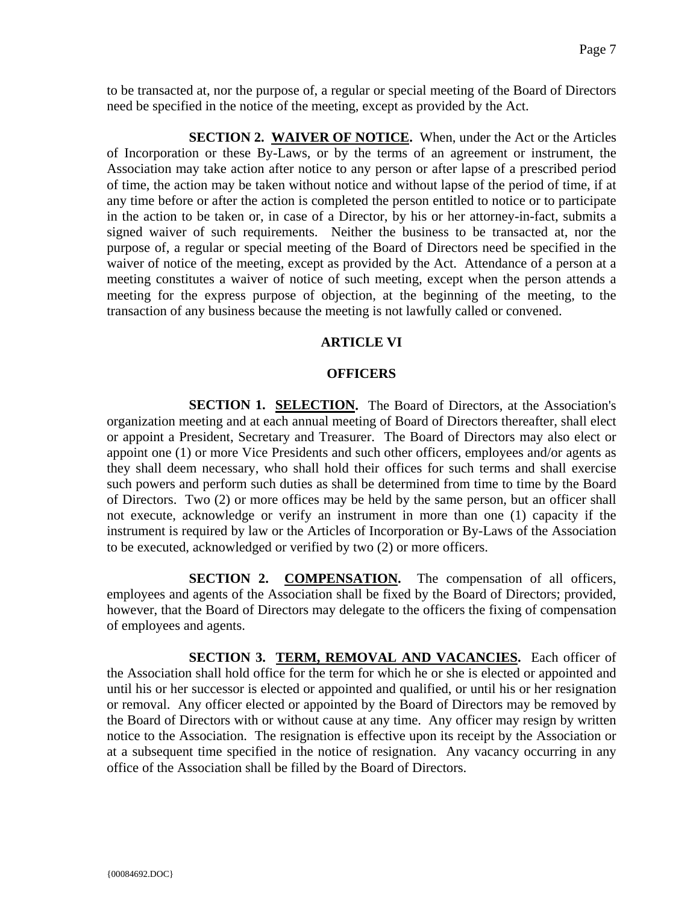to be transacted at, nor the purpose of, a regular or special meeting of the Board of Directors need be specified in the notice of the meeting, except as provided by the Act.

**SECTION 2. <u>WAIVER OF NOTICE</u>.** When, under the Act or the Articles of Incorporation or these By-Laws, or by the terms of an agreement or instrument, the Association may take action after notice to any person or after lapse of a prescribed period of time, the action may be taken without notice and without lapse of the period of time, if at any time before or after the action is completed the person entitled to notice or to participate in the action to be taken or, in case of a Director, by his or her attorney-in-fact, submits a signed waiver of such requirements. Neither the business to be transacted at, nor the purpose of, a regular or special meeting of the Board of Directors need be specified in the waiver of notice of the meeting, except as provided by the Act. Attendance of a person at a meeting constitutes a waiver of notice of such meeting, except when the person attends a meeting for the express purpose of objection, at the beginning of the meeting, to the transaction of any business because the meeting is not lawfully called or convened.

## ARTICLE VI

## OFFICERS

**SECTION 1. <u>SELECTION</u>.** The Board of Directors, at the Association's organization meeting and at each annual meeting of Board of Directors thereafter, shall elect or appoint a President, Secretary and Treasurer. The Board of Directors may also elect or appoint one (1) or more Vice Presidents and such other officers, employees and/or agents as they shall deem necessary, who shall hold their offices for such terms and shall exercise such powers and perform such duties as shall be determined from time to time by the Board of Directors. Two (2) or more offices may be held by the same person, but an officer shall not execute, acknowledge or verify an instrument in more than one (1) capacity if the instrument is required by law or the Articles of Incorporation or By-Laws of the Association to be executed, acknowledged or verified by two (2) or more officers.

**SECTION 2. <u>COMPENSATION</u>.** The compensation of all officers, employees and agents of the Association shall be fixed by the Board of Directors; provided, however, that the Board of Directors may delegate to the officers the fixing of compensation of employees and agents.

**SECTION 3. <u>TERM, REMOVAL AND VACANCIES</u>.** Each officer of the Association shall hold office for the term for which he or she is elected or appointed and until his or her successor is elected or appointed and qualified, or until his or her resignation or removal. Any officer elected or appointed by the Board of Directors may be removed by the Board of Directors with or without cause at any time. Any officer may resign by written notice to the Association. The resignation is effective upon its receipt by the Association or at a subsequent time specified in the notice of resignation. Any vacancy occurring in any office of the Association shall be filled by the Board of Directors.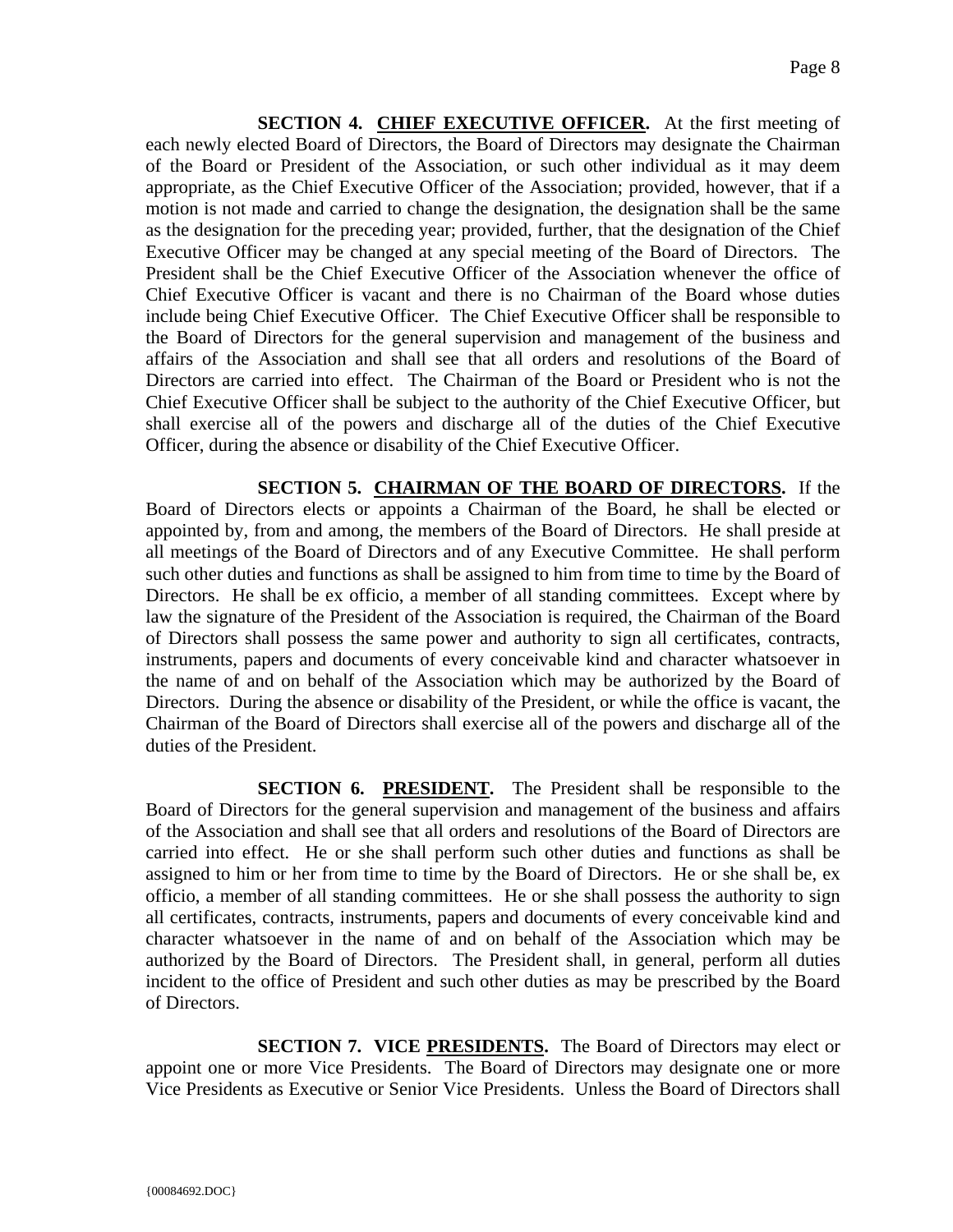**SECTION 4. CHIEF EXECUTIVE OFFICER.** At the first meeting of each newly elected Board of Directors, the Board of Directors may designate the Chairman of the Board or President of the Association, or such other individual as it may deem appropriate, as the Chief Executive Officer of the Association; provided, however, that if a motion is not made and carried to change the designation, the designation shall be the same as the designation for the preceding year; provided, further, that the designation of the Chief Executive Officer may be changed at any special meeting of the Board of Directors. The President shall be the Chief Executive Officer of the Association whenever the office of Chief Executive Officer is vacant and there is no Chairman of the Board whose duties include being Chief Executive Officer. The Chief Executive Officer shall be responsible to the Board of Directors for the general supervision and management of the business and affairs of the Association and shall see that all orders and resolutions of the Board of Directors are carried into effect. The Chairman of the Board or President who is not the Chief Executive Officer shall be subject to the authority of the Chief Executive Officer, but shall exercise all of the powers and discharge all of the duties of the Chief Executive Officer, during the absence or disability of the Chief Executive Officer.

**SECTION 5. CHAIRMAN OF THE BOARD OF DIRECTORS.** If the Board of Directors elects or appoints a Chairman of the Board, he shall be elected or appointed by, from and among, the members of the Board of Directors. He shall preside at all meetings of the Board of Directors and of any Executive Committee. He shall perform such other duties and functions as shall be assigned to him from time to time by the Board of Directors. He shall be ex officio, a member of all standing committees. Except where by law the signature of the President of the Association is required, the Chairman of the Board of Directors shall possess the same power and authority to sign all certificates, contracts, instruments, papers and documents of every conceivable kind and character whatsoever in the name of and on behalf of the Association which may be authorized by the Board of Directors. During the absence or disability of the President, or while the office is vacant, the Chairman of the Board of Directors shall exercise all of the powers and discharge all of the duties of the President.

**SECTION 6. PRESIDENT.** The President shall be responsible to the Board of Directors for the general supervision and management of the business and affairs of the Association and shall see that all orders and resolutions of the Board of Directors are carried into effect. He or she shall perform such other duties and functions as shall be assigned to him or her from time to time by the Board of Directors. He or she shall be, ex officio, a member of all standing committees. He or she shall possess the authority to sign all certificates, contracts, instruments, papers and documents of every conceivable kind and character whatsoever in the name of and on behalf of the Association which may be authorized by the Board of Directors. The President shall, in general, perform all duties incident to the office of President and such other duties as may be prescribed by the Board of Directors.

**SECTION 7. VICE PRESIDENTS.** The Board of Directors may elect or appoint one or more Vice Presidents. The Board of Directors may designate one or more Vice Presidents as Executive or Senior Vice Presidents. Unless the Board of Directors shall

{00084692.DOC}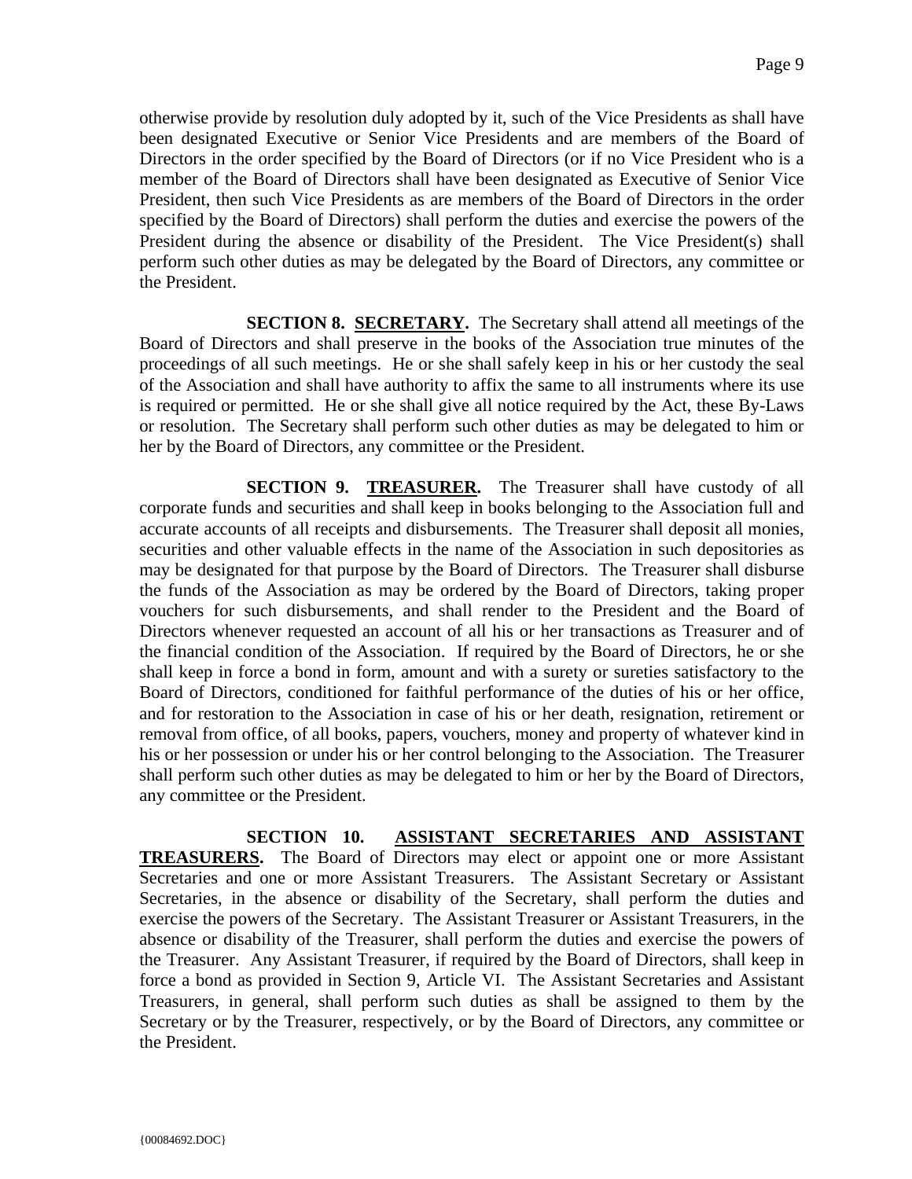otherwise provide by resolution duly adopted by it, such of the Vice Presidents as shall have been designated Executive or Senior Vice Presidents and are members of the Board of Directors in the order specified by the Board of Directors (or if no Vice President who is a member of the Board of Directors shall have been designated as Executive of Senior Vice President, then such Vice Presidents as are members of the Board of Directors in the order specified by the Board of Directors) shall perform the duties and exercise the powers of the President during the absence or disability of the President. The Vice President(s) shall perform such other duties as may be delegated by the Board of Directors, any committee or the President.

**SECTION 8. SECRETARY.** The Secretary shall attend all meetings of the Board of Directors and shall preserve in the books of the Association true minutes of the proceedings of all such meetings. He or she shall safely keep in his or her custody the seal of the Association and shall have authority to affix the same to all instruments where its use is required or permitted. He or she shall give all notice required by the Act, these By-Laws or resolution. The Secretary shall perform such other duties as may be delegated to him or her by the Board of Directors, any committee or the President.

**SECTION 9. TREASURER.** The Treasurer shall have custody of all corporate funds and securities and shall keep in books belonging to the Association full and accurate accounts of all receipts and disbursements. The Treasurer shall deposit all monies, securities and other valuable effects in the name of the Association in such depositories as may be designated for that purpose by the Board of Directors. The Treasurer shall disburse the funds of the Association as may be ordered by the Board of Directors, taking proper vouchers for such disbursements, and shall render to the President and the Board of Directors whenever requested an account of all his or her transactions as Treasurer and of the financial condition of the Association. If required by the Board of Directors, he or she shall keep in force a bond in form, amount and with a surety or sureties satisfactory to the Board of Directors, conditioned for faithful performance of the duties of his or her office, and for restoration to the Association in case of his or her death, resignation, retirement or removal from office, of all books, papers, vouchers, money and property of whatever kind in his or her possession or under his or her control belonging to the Association. The Treasurer shall perform such other duties as may be delegated to him or her by the Board of Directors, any committee or the President.

**SECTION 10. ASSISTANT SECRETARIES AND ASSISTANT TREASURERS.** The Board of Directors may elect or appoint one or more Assistant Secretaries and one or more Assistant Treasurers. The Assistant Secretary or Assistant Secretaries, in the absence or disability of the Secretary, shall perform the duties and exercise the powers of the Secretary. The Assistant Treasurer or Assistant Treasurers, in the absence or disability of the Treasurer, shall perform the duties and exercise the powers of the Treasurer. Any Assistant Treasurer, if required by the Board of Directors, shall keep in force a bond as provided in Section 9, Article VI. The Assistant Secretaries and Assistant Treasurers, in general, shall perform such duties as shall be assigned to them by the Secretary or by the Treasurer, respectively, or by the Board of Directors, any committee or the President.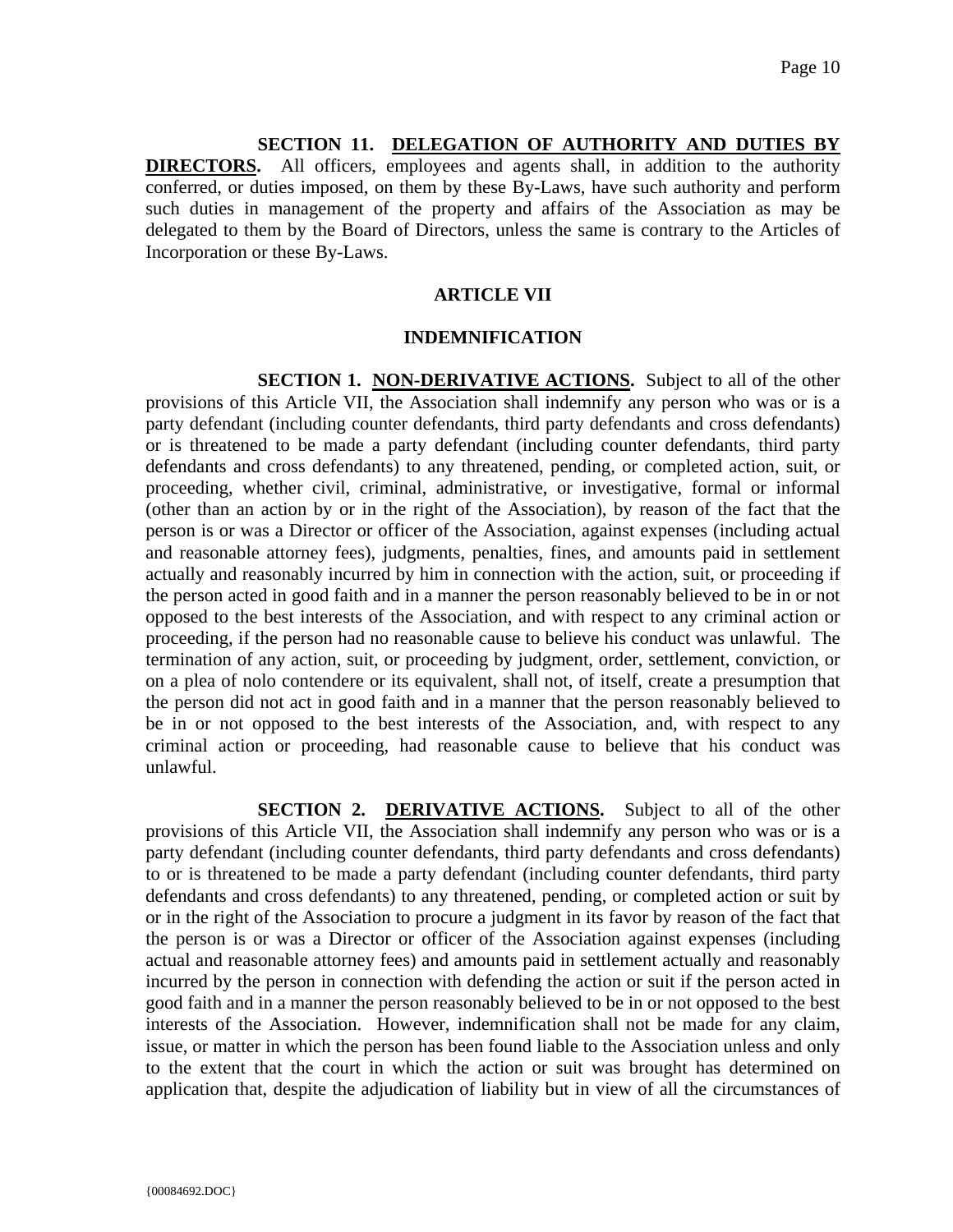**SECTION 11. <u>DELEGATION OF AUTHORITY AND DUTIES BY DIRECTORS</u>.** All officers, employees and agents shall, in addition to the authority conferred, or duties imposed, on them by these By-Laws, have such authority and perform such duties in management of the property and affairs of the Association as may be delegated to them by the Board of Directors, unless the same is contrary to the Articles of Incorporation or these By-Laws.

## ARTICLE VII

## INDEMNIFICATION

**SECTION 1. <u>NON-DERIVATIVE ACTIONS</u>.** Subject to all of the other provisions of this Article VII, the Association shall indemnify any person who was or is a party defendant (including counter defendants, third party defendants and cross defendants) or is threatened to be made a party defendant (including counter defendants, third party defendants and cross defendants) to any threatened, pending, or completed action, suit, or proceeding, whether civil, criminal, administrative, or investigative, formal or informal (other than an action by or in the right of the Association), by reason of the fact that the person is or was a Director or officer of the Association, against expenses (including actual and reasonable attorney fees), judgments, penalties, fines, and amounts paid in settlement actually and reasonably incurred by him in connection with the action, suit, or proceeding if the person acted in good faith and in a manner the person reasonably believed to be in or not opposed to the best interests of the Association, and with respect to any criminal action or proceeding, if the person had no reasonable cause to believe his conduct was unlawful. The termination of any action, suit, or proceeding by judgment, order, settlement, conviction, or on a plea of nolo contendere or its equivalent, shall not, of itself, create a presumption that the person did not act in good faith and in a manner that the person reasonably believed to be in or not opposed to the best interests of the Association, and, with respect to any criminal action or proceeding, had reasonable cause to believe that his conduct was unlawful.

**SECTION 2. <u>DERIVATIVE ACTIONS</u>.** Subject to all of the other provisions of this Article VII, the Association shall indemnify any person who was or is a party defendant (including counter defendants, third party defendants and cross defendants) to or is threatened to be made a party defendant (including counter defendants, third party defendants and cross defendants) to any threatened, pending, or completed action or suit by or in the right of the Association to procure a judgment in its favor by reason of the fact that the person is or was a Director or officer of the Association against expenses (including actual and reasonable attorney fees) and amounts paid in settlement actually and reasonably incurred by the person in connection with defending the action or suit if the person acted in good faith and in a manner the person reasonably believed to be in or not opposed to the best interests of the Association. However, indemnification shall not be made for any claim, issue, or matter in which the person has been found liable to the Association unless and only to the extent that the court in which the action or suit was brought has determined on application that, despite the adjudication of liability but in view of all the circumstances of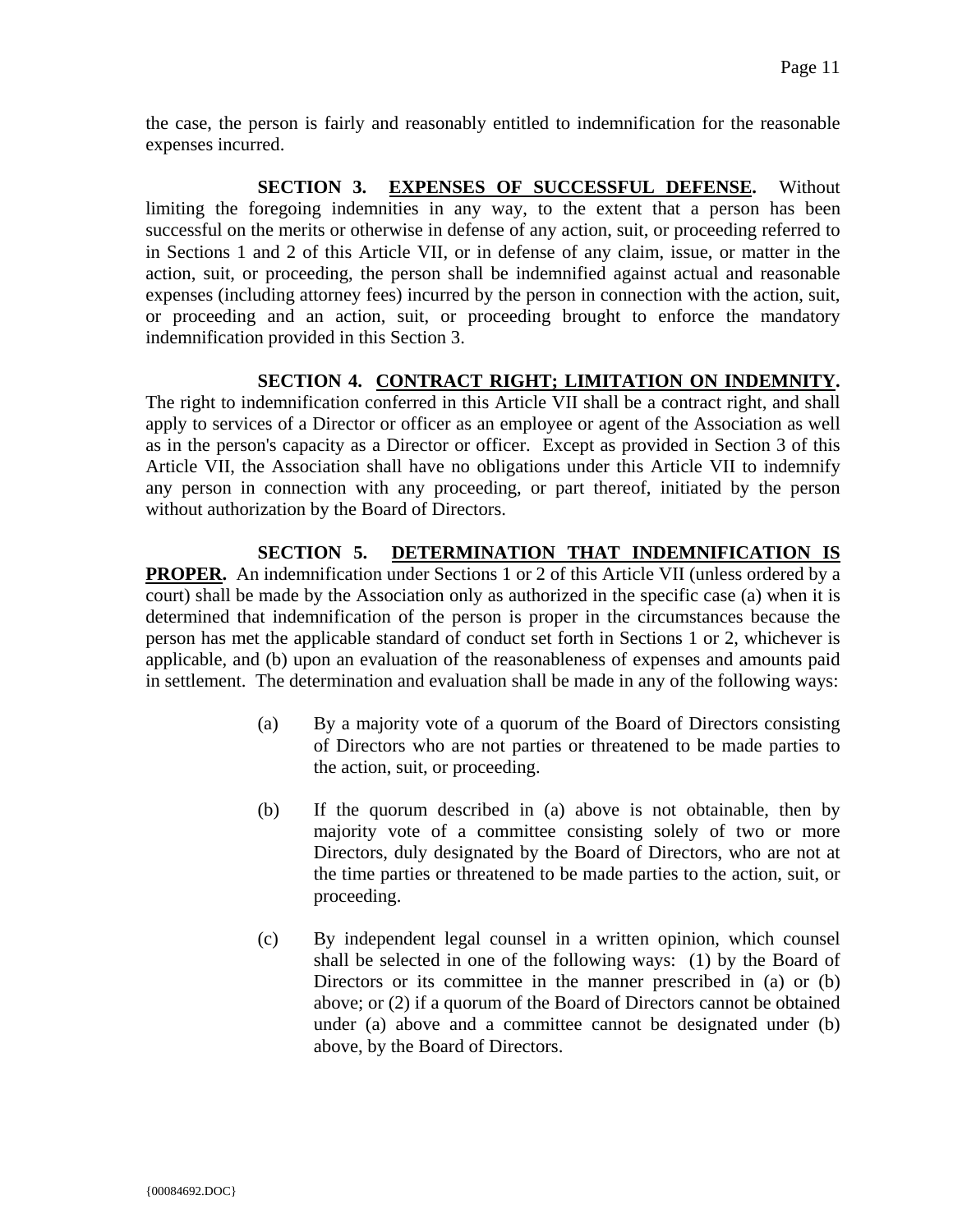the case, the person is fairly and reasonably entitled to indemnification for the reasonable expenses incurred.

**SECTION 3. <u>EXPENSES OF SUCCESSFUL DEFENSE</u>.** Without limiting the foregoing indemnities in any way, to the extent that a person has been successful on the merits or otherwise in defense of any action, suit, or proceeding referred to in Sections 1 and 2 of this Article VII, or in defense of any claim, issue, or matter in the action, suit, or proceeding, the person shall be indemnified against actual and reasonable expenses (including attorney fees) incurred by the person in connection with the action, suit, or proceeding and an action, suit, or proceeding brought to enforce the mandatory indemnification provided in this Section 3.

**SECTION 4. <u>CONTRACT RIGHT; LIMITATION ON INDEMNITY</u>.** The right to indemnification conferred in this Article VII shall be a contract right, and shall apply to services of a Director or officer as an employee or agent of the Association as well as in the person's capacity as a Director or officer. Except as provided in Section 3 of this Article VII, the Association shall have no obligations under this Article VII to indemnify any person in connection with any proceeding, or part thereof, initiated by the person without authorization by the Board of Directors.

**SECTION 5. <u>DETERMINATION THAT INDEMNIFICATION IS PROPER</u>.** An indemnification under Sections 1 or 2 of this Article VII (unless ordered by a court) shall be made by the Association only as authorized in the specific case (a) when it is determined that indemnification of the person is proper in the circumstances because the person has met the applicable standard of conduct set forth in Sections 1 or 2, whichever is applicable, and (b) upon an evaluation of the reasonableness of expenses and amounts paid in settlement. The determination and evaluation shall be made in any of the following ways:

(a) By a majority vote of a quorum of the Board of Directors consisting of Directors who are not parties or threatened to be made parties to the action, suit, or proceeding.

(b) If the quorum described in (a) above is not obtainable, then by majority vote of a committee consisting solely of two or more Directors, duly designated by the Board of Directors, who are not at the time parties or threatened to be made parties to the action, suit, or proceeding.

(c) By independent legal counsel in a written opinion, which counsel shall be selected in one of the following ways: (1) by the Board of Directors or its committee in the manner prescribed in (a) or (b) above; or (2) if a quorum of the Board of Directors cannot be obtained under (a) above and a committee cannot be designated under (b) above, by the Board of Directors.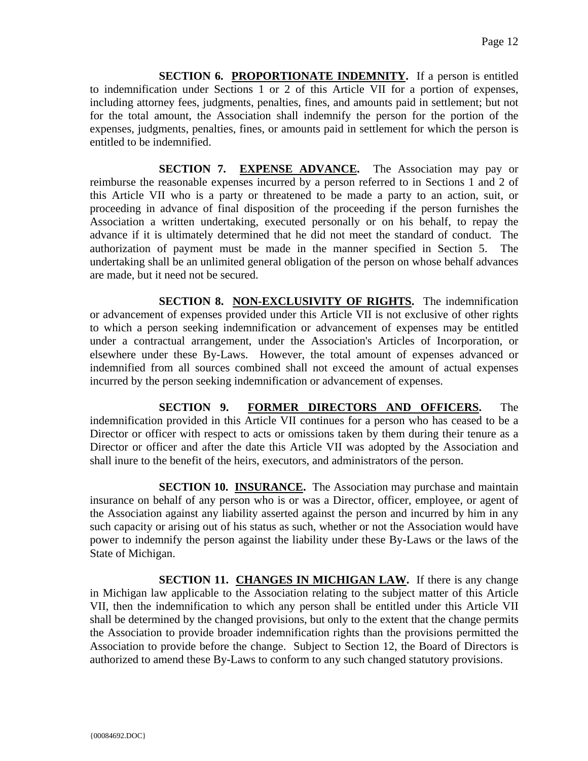**SECTION 6. PROPORTIONATE INDEMNITY.** If a person is entitled to indemnification under Sections 1 or 2 of this Article VII for a portion of expenses, including attorney fees, judgments, penalties, fines, and amounts paid in settlement; but not for the total amount, the Association shall indemnify the person for the portion of the expenses, judgments, penalties, fines, or amounts paid in settlement for which the person is entitled to be indemnified.

**SECTION 7. EXPENSE ADVANCE.** The Association may pay or reimburse the reasonable expenses incurred by a person referred to in Sections 1 and 2 of this Article VII who is a party or threatened to be made a party to an action, suit, or proceeding in advance of final disposition of the proceeding if the person furnishes the Association a written undertaking, executed personally or on his behalf, to repay the advance if it is ultimately determined that he did not meet the standard of conduct. The authorization of payment must be made in the manner specified in Section 5. The undertaking shall be an unlimited general obligation of the person on whose behalf advances are made, but it need not be secured.

**SECTION 8. NON-EXCLUSIVITY OF RIGHTS.** The indemnification or advancement of expenses provided under this Article VII is not exclusive of other rights to which a person seeking indemnification or advancement of expenses may be entitled under a contractual arrangement, under the Association's Articles of Incorporation, or elsewhere under these By-Laws. However, the total amount of expenses advanced or indemnified from all sources combined shall not exceed the amount of actual expenses incurred by the person seeking indemnification or advancement of expenses.

**SECTION 9. FORMER DIRECTORS AND OFFICERS.** The indemnification provided in this Article VII continues for a person who has ceased to be a Director or officer with respect to acts or omissions taken by them during their tenure as a Director or officer and after the date this Article VII was adopted by the Association and shall inure to the benefit of the heirs, executors, and administrators of the person.

**SECTION 10. INSURANCE.** The Association may purchase and maintain insurance on behalf of any person who is or was a Director, officer, employee, or agent of the Association against any liability asserted against the person and incurred by him in any such capacity or arising out of his status as such, whether or not the Association would have power to indemnify the person against the liability under these By-Laws or the laws of the State of Michigan.

**SECTION 11. CHANGES IN MICHIGAN LAW.** If there is any change in Michigan law applicable to the Association relating to the subject matter of this Article VII, then the indemnification to which any person shall be entitled under this Article VII shall be determined by the changed provisions, but only to the extent that the change permits the Association to provide broader indemnification rights than the provisions permitted the Association to provide before the change. Subject to Section 12, the Board of Directors is authorized to amend these By-Laws to conform to any such changed statutory provisions.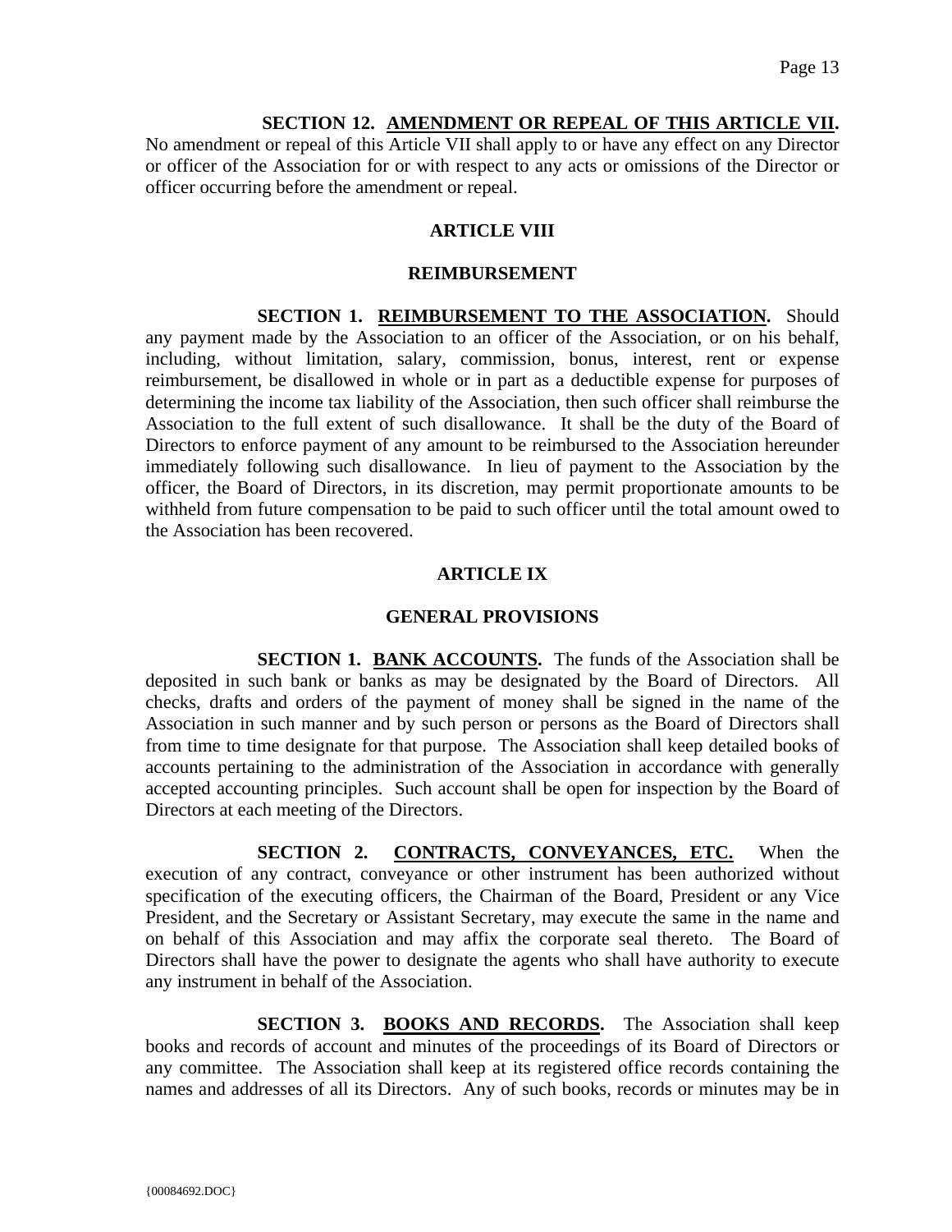**SECTION 12. AMENDMENT OR REPEAL OF THIS ARTICLE VII.** No amendment or repeal of this Article VII shall apply to or have any effect on any Director or officer of the Association for or with respect to any acts or omissions of the Director or officer occurring before the amendment or repeal.

## ARTICLE VIII

## REIMBURSEMENT

**SECTION 1. REIMBURSEMENT TO THE ASSOCIATION.** Should any payment made by the Association to an officer of the Association, or on his behalf, including, without limitation, salary, commission, bonus, interest, rent or expense reimbursement, be disallowed in whole or in part as a deductible expense for purposes of determining the income tax liability of the Association, then such officer shall reimburse the Association to the full extent of such disallowance. It shall be the duty of the Board of Directors to enforce payment of any amount to be reimbursed to the Association hereunder immediately following such disallowance. In lieu of payment to the Association by the officer, the Board of Directors, in its discretion, may permit proportionate amounts to be withheld from future compensation to be paid to such officer until the total amount owed to the Association has been recovered.

## ARTICLE IX

## GENERAL PROVISIONS

**SECTION 1. BANK ACCOUNTS.** The funds of the Association shall be deposited in such bank or banks as may be designated by the Board of Directors. All checks, drafts and orders of the payment of money shall be signed in the name of the Association in such manner and by such person or persons as the Board of Directors shall from time to time designate for that purpose. The Association shall keep detailed books of accounts pertaining to the administration of the Association in accordance with generally accepted accounting principles. Such account shall be open for inspection by the Board of Directors at each meeting of the Directors.

**SECTION 2. CONTRACTS, CONVEYANCES, ETC.** When the execution of any contract, conveyance or other instrument has been authorized without specification of the executing officers, the Chairman of the Board, President or any Vice President, and the Secretary or Assistant Secretary, may execute the same in the name and on behalf of this Association and may affix the corporate seal thereto. The Board of Directors shall have the power to designate the agents who shall have authority to execute any instrument in behalf of the Association.

**SECTION 3. BOOKS AND RECORDS.** The Association shall keep books and records of account and minutes of the proceedings of its Board of Directors or any committee. The Association shall keep at its registered office records containing the names and addresses of all its Directors. Any of such books, records or minutes may be in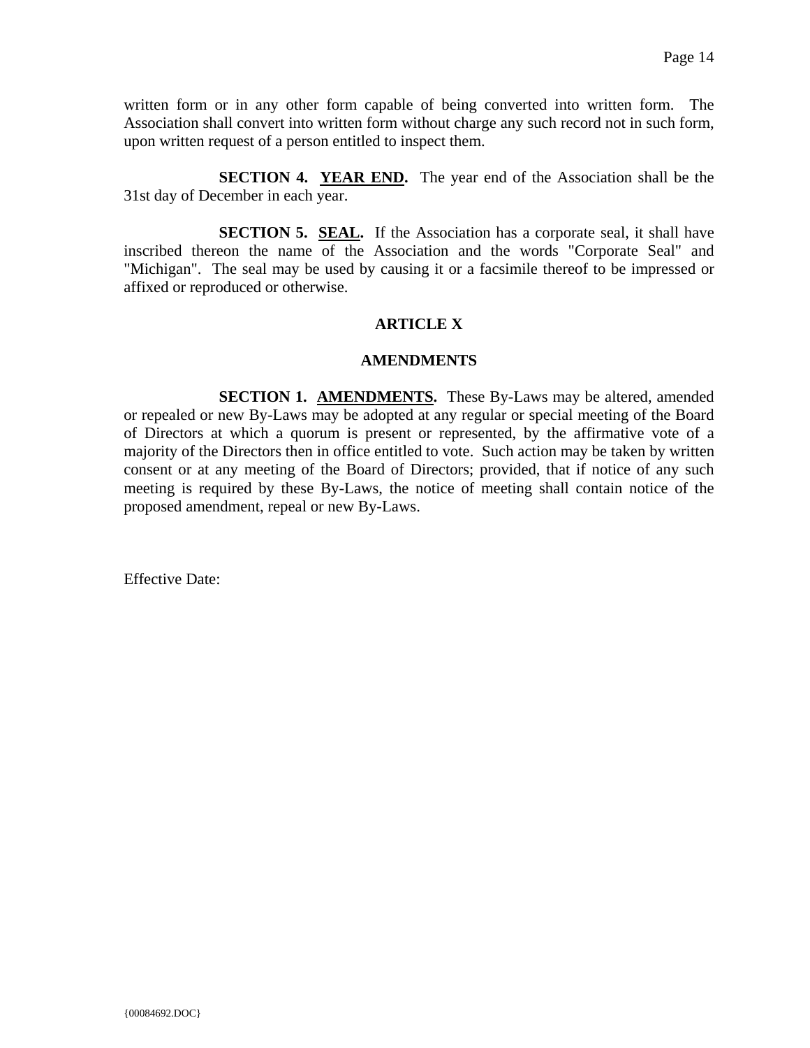written form or in any other form capable of being converted into written form. The Association shall convert into written form without charge any such record not in such form, upon written request of a person entitled to inspect them.

**SECTION 4. <u>YEAR END</u>.** The year end of the Association shall be the 31st day of December in each year.

**SECTION 5. <u>SEAL</u>.** If the Association has a corporate seal, it shall have inscribed thereon the name of the Association and the words "Corporate Seal" and "Michigan". The seal may be used by causing it or a facsimile thereof to be impressed or affixed or reproduced or otherwise.

## ARTICLE X

## AMENDMENTS

**SECTION 1. <u>AMENDMENTS</u>.** These By-Laws may be altered, amended or repealed or new By-Laws may be adopted at any regular or special meeting of the Board of Directors at which a quorum is present or represented, by the affirmative vote of a majority of the Directors then in office entitled to vote. Such action may be taken by written consent or at any meeting of the Board of Directors; provided, that if notice of any such meeting is required by these By-Laws, the notice of meeting shall contain notice of the proposed amendment, repeal or new By-Laws.

Effective Date:

{00084692.DOC}